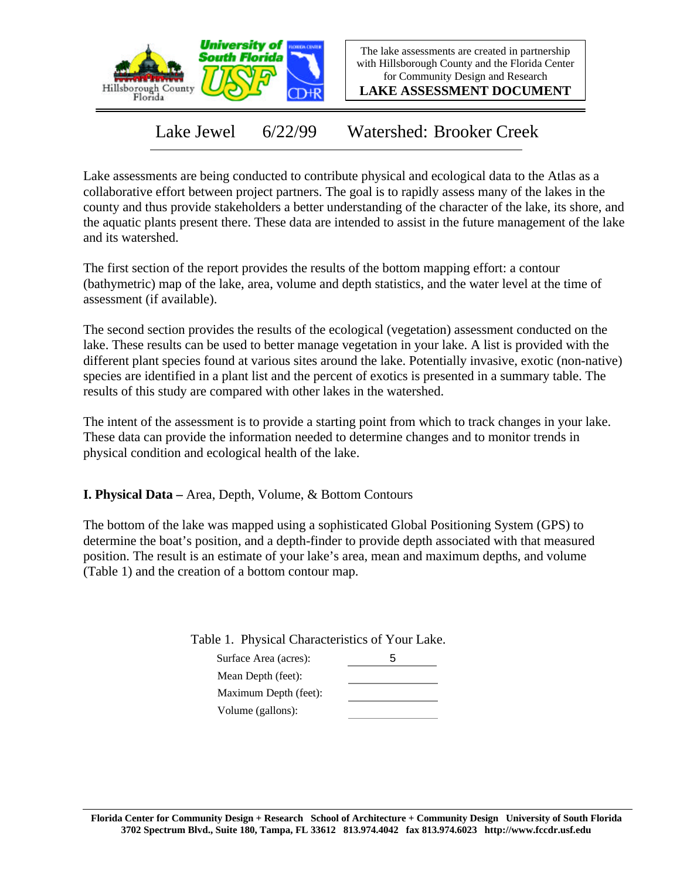The lake assessments are created in partnership with Hillsborough County and the Florida Center for Community Design and Research

**LAKE ASSESSMENT DOCUMENT**

# Lake Jewel 6/22/99 Watershed: Brooker Creek

Lake assessments are being conducted to contribute physical and ecological data to the Atlas as a collaborative effort between project partners. The goal is to rapidly assess many of the lakes in the county and thus provide stakeholders a better understanding of the character of the lake, its shore, and the aquatic plants present there. These data are intended to assist in the future management of the lake and its watershed.

The first section of the report provides the results of the bottom mapping effort: a contour (bathymetric) map of the lake, area, volume and depth statistics, and the water level at the time of assessment (if available).

The second section provides the results of the ecological (vegetation) assessment conducted on the lake. These results can be used to better manage vegetation in your lake. A list is provided with the different plant species found at various sites around the lake. Potentially invasive, exotic (non-native) species are identified in a plant list and the percent of exotics is presented in a summary table. The results of this study are compared with other lakes in the watershed.

The intent of the assessment is to provide a starting point from which to track changes in your lake. These data can provide the information needed to determine changes and to monitor trends in physical condition and ecological health of the lake.

## I. Physical Data – Area, Depth, Volume, & Bottom Contours

The bottom of the lake was mapped using a sophisticated Global Positioning System (GPS) to determine the boat's position, and a depth-finder to provide depth associated with that measured position. The result is an estimate of your lake's area, mean and maximum depths, and volume (Table 1) and the creation of a bottom contour map.

Table 1. Physical Characteristics of Your Lake.

| | |
|---|---|
| Surface Area (acres): | 5 |
| Mean Depth (feet): | |
| Maximum Depth (feet): | |
| Volume (gallons): | |

**Florida Center for Community Design + Research School of Architecture + Community Design University of South Florida 3702 Spectrum Blvd., Suite 180, Tampa, FL 33612 813.974.4042 fax 813.974.6023 http://www.fccdr.usf.edu**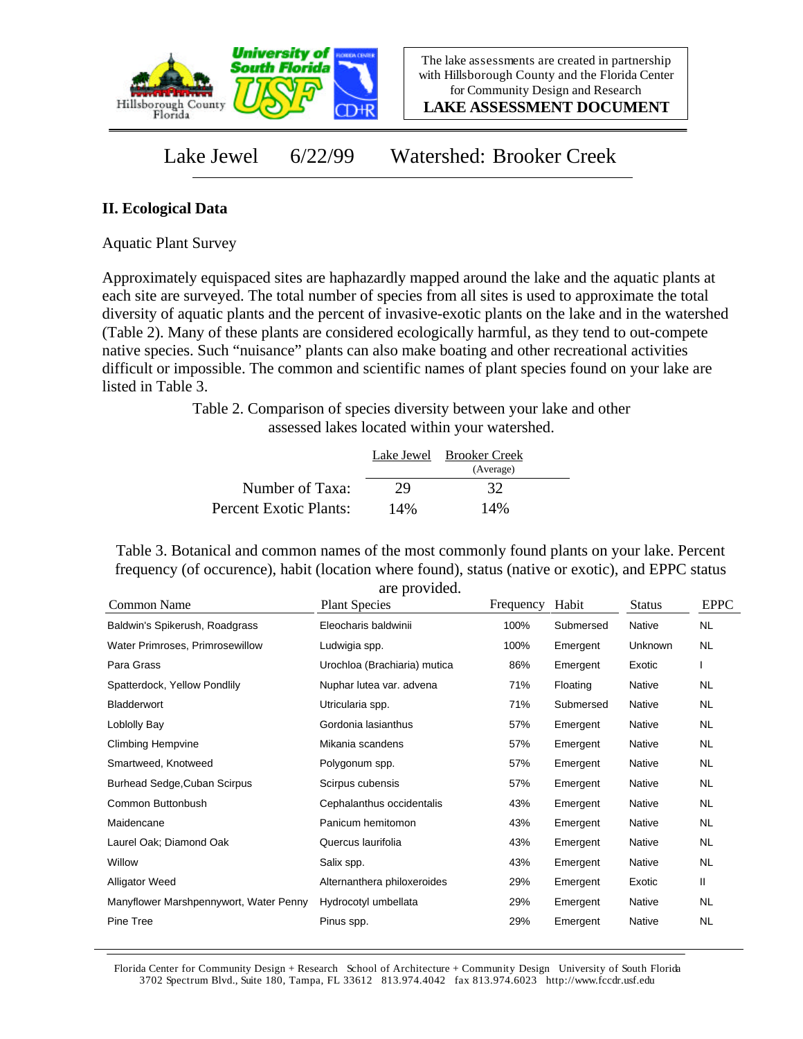The lake assessments are created in partnership with Hillsborough County and the Florida Center for Community Design and Research

**LAKE ASSESSMENT DOCUMENT**

# Lake Jewel 6/22/99 Watershed: Brooker Creek

## II. Ecological Data

Aquatic Plant Survey

Approximately equispaced sites are haphazardly mapped around the lake and the aquatic plants at each site are surveyed. The total number of species from all sites is used to approximate the total diversity of aquatic plants and the percent of invasive-exotic plants on the lake and in the watershed (Table 2). Many of these plants are considered ecologically harmful, as they tend to out-compete native species. Such "nuisance" plants can also make boating and other recreational activities difficult or impossible. The common and scientific names of plant species found on your lake are listed in Table 3.

Table 2. Comparison of species diversity between your lake and other assessed lakes located within your watershed.

| | Lake Jewel | Brooker Creek (Average) |
|---|---|---|
| Number of Taxa: | 29 | 32 |
| Percent Exotic Plants: | 14% | 14% |

Table 3. Botanical and common names of the most commonly found plants on your lake. Percent frequency (of occurence), habit (location where found), status (native or exotic), and EPPC status are provided.

| Common Name | Plant Species | Frequency | Habit | Status | EPPC |
|---|---|---|---|---|---|
| Baldwin's Spikerush, Roadgrass | Eleocharis baldwinii | 100% | Submersed | Native | NL |
| Water Primroses, Primrosewillow | Ludwigia spp. | 100% | Emergent | Unknown | NL |
| Para Grass | Urochloa (Brachiaria) mutica | 86% | Emergent | Exotic | I |
| Spatterdock, Yellow Pondlily | Nuphar lutea var. advena | 71% | Floating | Native | NL |
| Bladderwort | Utricularia spp. | 71% | Submersed | Native | NL |
| Loblolly Bay | Gordonia lasianthus | 57% | Emergent | Native | NL |
| Climbing Hempvine | Mikania scandens | 57% | Emergent | Native | NL |
| Smartweed, Knotweed | Polygonum spp. | 57% | Emergent | Native | NL |
| Burhead Sedge,Cuban Scirpus | Scirpus cubensis | 57% | Emergent | Native | NL |
| Common Buttonbush | Cephalanthus occidentalis | 43% | Emergent | Native | NL |
| Maidencane | Panicum hemitomon | 43% | Emergent | Native | NL |
| Laurel Oak; Diamond Oak | Quercus laurifolia | 43% | Emergent | Native | NL |
| Willow | Salix spp. | 43% | Emergent | Native | NL |
| Alligator Weed | Alternanthera philoxeroides | 29% | Emergent | Exotic | II |
| Manyflower Marshpennywort, Water Penny | Hydrocotyl umbellata | 29% | Emergent | Native | NL |
| Pine Tree | Pinus spp. | 29% | Emergent | Native | NL |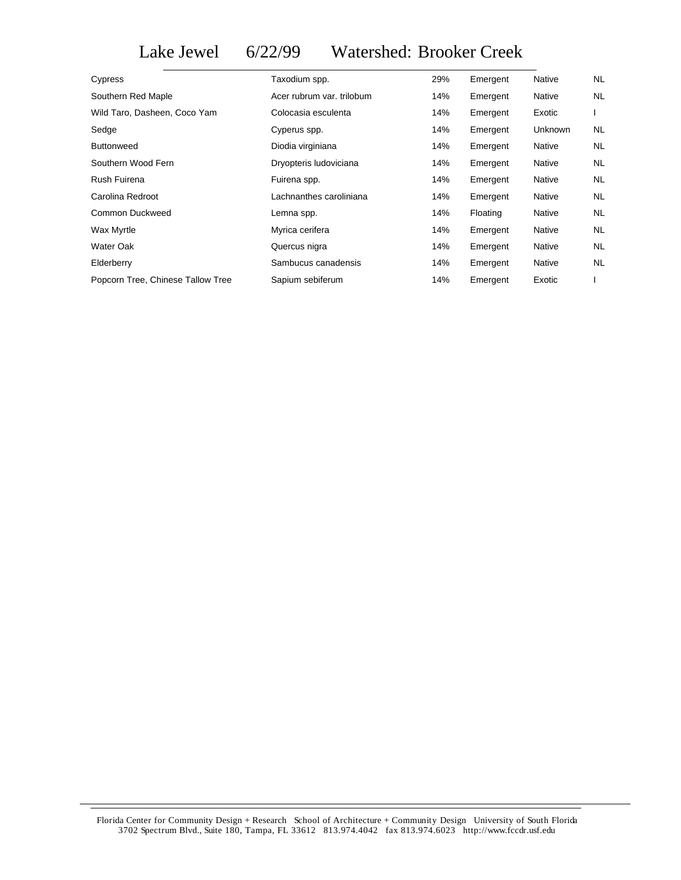# Lake Jewel 6/22/99 Watershed: Brooker Creek

| | | | | | |
|---|---|---|---|---|---|
| Cypress | Taxodium spp. | 29% | Emergent | Native | NL |
| Southern Red Maple | Acer rubrum var. trilobum | 14% | Emergent | Native | NL |
| Wild Taro, Dasheen, Coco Yam | Colocasia esculenta | 14% | Emergent | Exotic | I |
| Sedge | Cyperus spp. | 14% | Emergent | Unknown | NL |
| Buttonweed | Diodia virginiana | 14% | Emergent | Native | NL |
| Southern Wood Fern | Dryopteris ludoviciana | 14% | Emergent | Native | NL |
| Rush Fuirena | Fuirena spp. | 14% | Emergent | Native | NL |
| Carolina Redroot | Lachnanthes caroliniana | 14% | Emergent | Native | NL |
| Common Duckweed | Lemna spp. | 14% | Floating | Native | NL |
| Wax Myrtle | Myrica cerifera | 14% | Emergent | Native | NL |
| Water Oak | Quercus nigra | 14% | Emergent | Native | NL |
| Elderberry | Sambucus canadensis | 14% | Emergent | Native | NL |
| Popcorn Tree, Chinese Tallow Tree | Sapium sebiferum | 14% | Emergent | Exotic | I |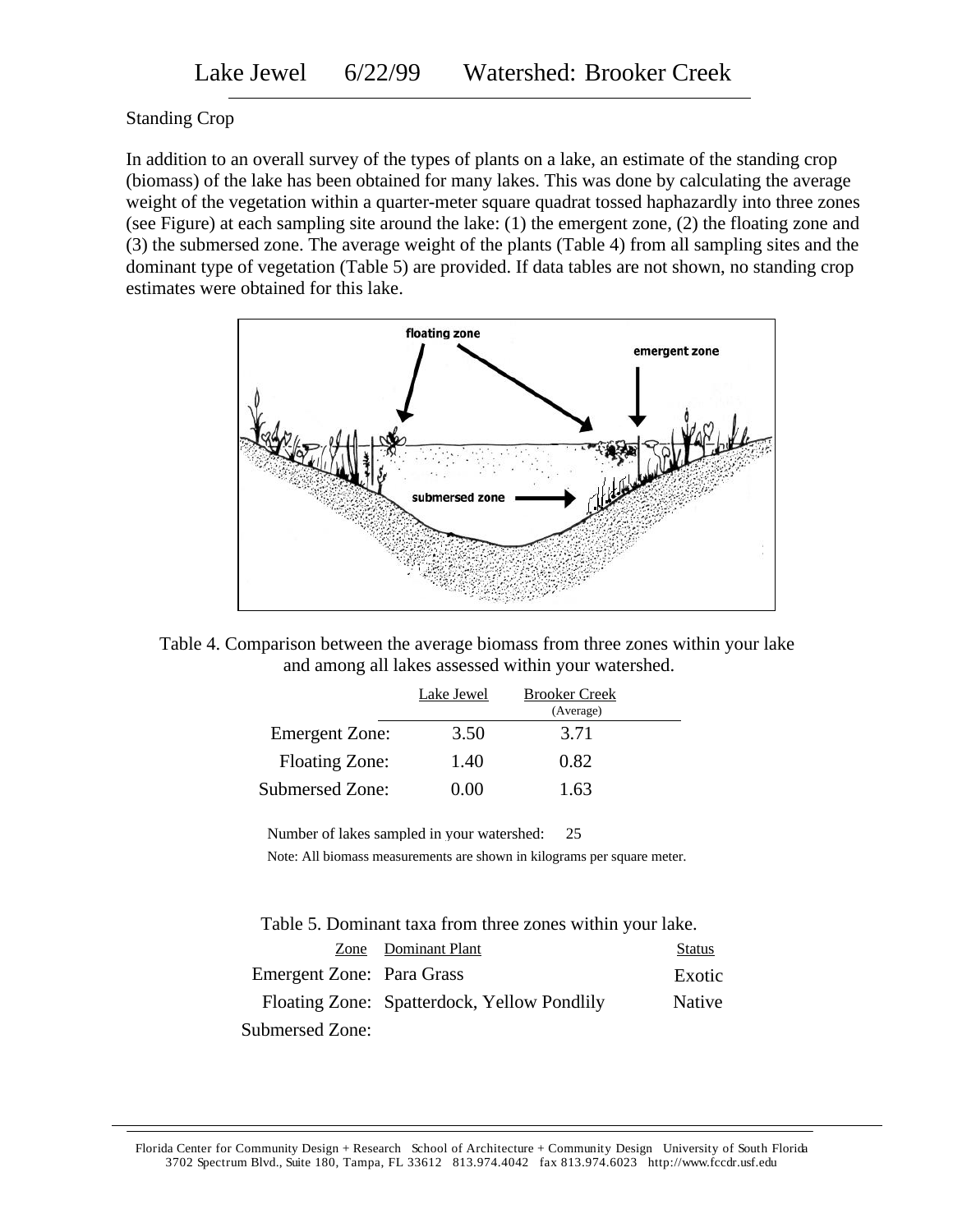# Lake Jewel 6/22/99 Watershed: Brooker Creek

Standing Crop

In addition to an overall survey of the types of plants on a lake, an estimate of the standing crop (biomass) of the lake has been obtained for many lakes. This was done by calculating the average weight of the vegetation within a quarter-meter square quadrat tossed haphazardly into three zones (see Figure) at each sampling site around the lake: (1) the emergent zone, (2) the floating zone and (3) the submersed zone. The average weight of the plants (Table 4) from all sampling sites and the dominant type of vegetation (Table 5) are provided. If data tables are not shown, no standing crop estimates were obtained for this lake.

floating zone

emergent zone

submersed zone

Table 4. Comparison between the average biomass from three zones within your lake and among all lakes assessed within your watershed.

| | Lake Jewel | Brooker Creek (Average) |
|---|---|---|
| Emergent Zone: | 3.50 | 3.71 |
| Floating Zone: | 1.40 | 0.82 |
| Submersed Zone: | 0.00 | 1.63 |

Number of lakes sampled in your watershed: 25

Note: All biomass measurements are shown in kilograms per square meter.

Table 5. Dominant taxa from three zones within your lake.

| Zone | Dominant Plant | Status |
|---|---|---|
| Emergent Zone: | Para Grass | Exotic |
| Floating Zone: | Spatterdock, Yellow Pondlily | Native |
| Submersed Zone: | | |